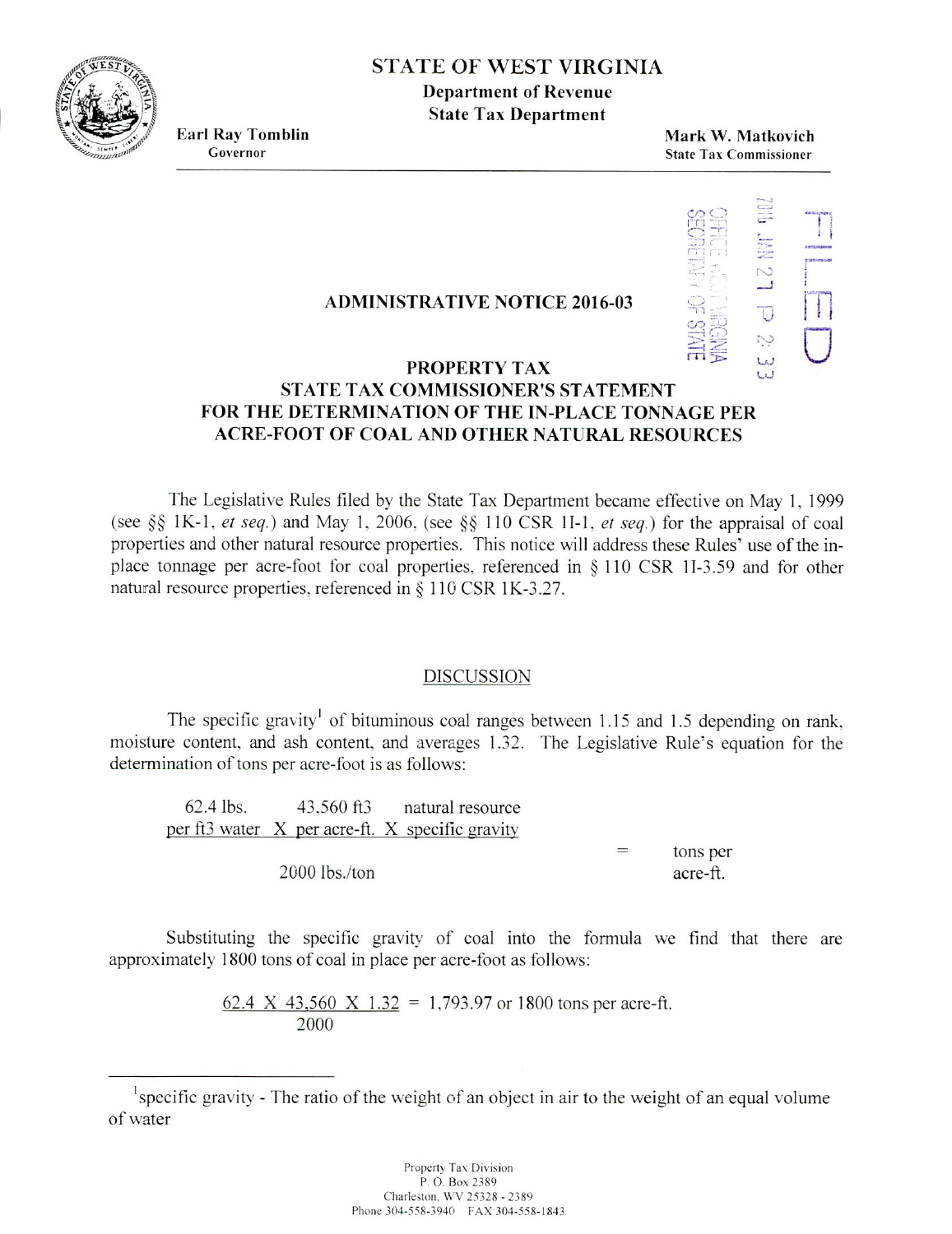**STATE OF WEST VIRGINIA**
**Department of Revenue**
**State Tax Department**

**Earl Ray Tomblin**
Governor

**Mark W. Matkovich**
State Tax Commissioner

FILED
2016 JAN 21 P 2:33
OFFICE WEST VIRGINIA SECRETARY OF STATE

## ADMINISTRATIVE NOTICE 2016-03

## PROPERTY TAX
## STATE TAX COMMISSIONER'S STATEMENT FOR THE DETERMINATION OF THE IN-PLACE TONNAGE PER ACRE-FOOT OF COAL AND OTHER NATURAL RESOURCES

The Legislative Rules filed by the State Tax Department became effective on May 1, 1999 (see §§ 1K-1, *et seq.*) and May 1, 2006, (see §§ 110 CSR 1I-1, *et seq.*) for the appraisal of coal properties and other natural resource properties. This notice will address these Rules' use of the in-place tonnage per acre-foot for coal properties, referenced in § 110 CSR 1I-3.59 and for other natural resource properties, referenced in § 110 CSR 1K-3.27.

### DISCUSSION

The specific gravity[1] of bituminous coal ranges between 1.15 and 1.5 depending on rank, moisture content, and ash content, and averages 1.32. The Legislative Rule's equation for the determination of tons per acre-foot is as follows:

$$\frac{62.4 \text{ lbs. per ft3 water} \times 43{,}560 \text{ ft3 per acre-ft.} \times \text{natural resource specific gravity}}{2000 \text{ lbs./ton}} = \text{tons per acre-ft.}$$

Substituting the specific gravity of coal into the formula we find that there are approximately 1800 tons of coal in place per acre-foot as follows:

$$\frac{62.4 \times 43{,}560 \times 1.32}{2000} = 1{,}793.97 \text{ or } 1800 \text{ tons per acre-ft.}$$

[1] specific gravity - The ratio of the weight of an object in air to the weight of an equal volume of water

Property Tax Division
P. O. Box 2389
Charleston, WV 25328 - 2389
Phone 304-558-3940 FAX 304-558-1843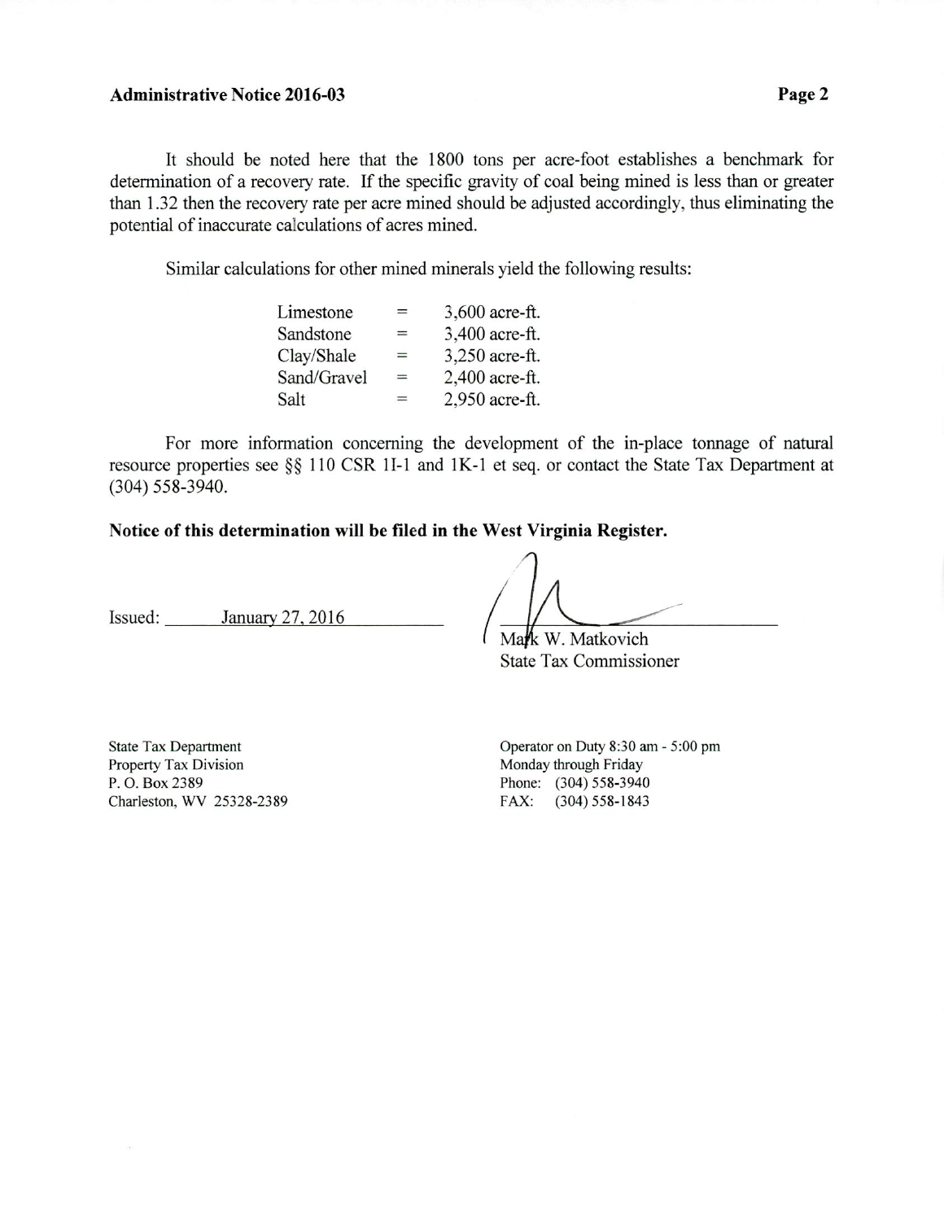It should be noted here that the 1800 tons per acre-foot establishes a benchmark for determination of a recovery rate. If the specific gravity of coal being mined is less than or greater than 1.32 then the recovery rate per acre mined should be adjusted accordingly, thus eliminating the potential of inaccurate calculations of acres mined.

Similar calculations for other mined minerals yield the following results:

| | | |
|---|---|---|
| Limestone | = | 3,600 acre-ft. |
| Sandstone | = | 3,400 acre-ft. |
| Clay/Shale | = | 3,250 acre-ft. |
| Sand/Gravel | = | 2,400 acre-ft. |
| Salt | = | 2,950 acre-ft. |

For more information concerning the development of the in-place tonnage of natural resource properties see §§ 110 CSR 1I-1 and 1K-1 et seq. or contact the State Tax Department at (304) 558-3940.

**Notice of this determination will be filed in the West Virginia Register.**

Issued: January 27, 2016

Mark W. Matkovich
State Tax Commissioner

State Tax Department
Property Tax Division
P. O. Box 2389
Charleston, WV 25328-2389

Operator on Duty 8:30 am - 5:00 pm
Monday through Friday
Phone: (304) 558-3940
FAX: (304) 558-1843